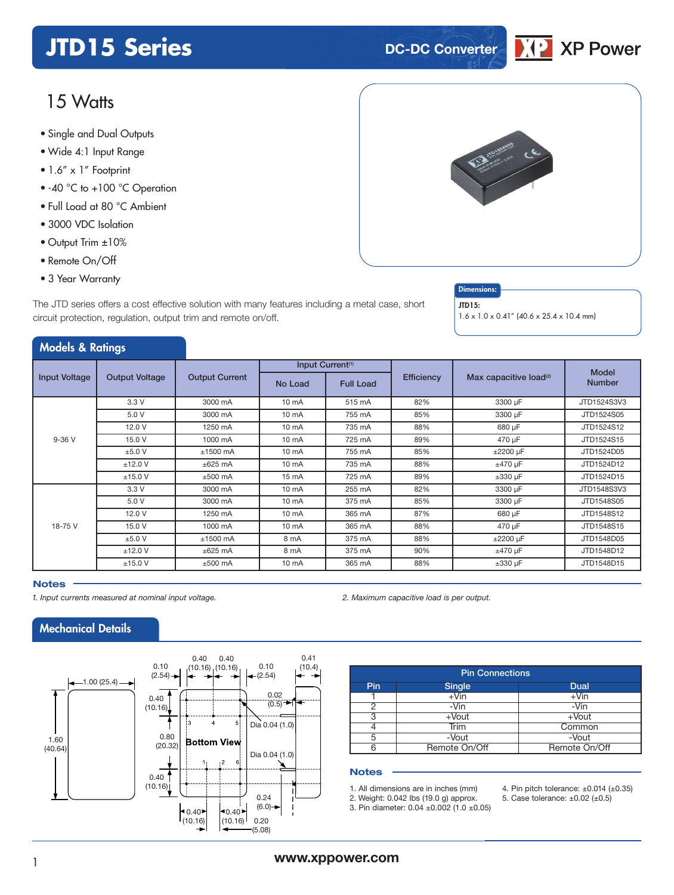# JTD15 Series

DC-DC Converter

XP Power

## 15 Watts

- Single and Dual Outputs
- Wide 4:1 Input Range
- 1.6" x 1" Footprint
- -40 °C to +100 °C Operation
- Full Load at 80 °C Ambient
- 3000 VDC Isolation
- Output Trim ±10%
- Remote On/Off
- 3 Year Warranty

The JTD series offers a cost effective solution with many features including a metal case, short circuit protection, regulation, output trim and remote on/off.

**Dimensions:**

JTD15:
1.6 x 1.0 x 0.41" (40.6 x 25.4 x 10.4 mm)

## Models & Ratings

| Input Voltage | Output Voltage | Output Current | Input Current[1] | | Efficiency | Max capacitive load[2] | Model Number |
|---|---|---|---|---|---|---|---|
| | | | No Load | Full Load | | | |
| 9-36 V | 3.3 V | 3000 mA | 10 mA | 515 mA | 82% | 3300 µF | JTD1524S3V3 |
| | 5.0 V | 3000 mA | 10 mA | 755 mA | 85% | 3300 µF | JTD1524S05 |
| | 12.0 V | 1250 mA | 10 mA | 735 mA | 88% | 680 µF | JTD1524S12 |
| | 15.0 V | 1000 mA | 10 mA | 725 mA | 89% | 470 µF | JTD1524S15 |
| | ±5.0 V | ±1500 mA | 10 mA | 755 mA | 85% | ±2200 µF | JTD1524D05 |
| | ±12.0 V | ±625 mA | 10 mA | 735 mA | 88% | ±470 µF | JTD1524D12 |
| | ±15.0 V | ±500 mA | 15 mA | 725 mA | 89% | ±330 µF | JTD1524D15 |
| 18-75 V | 3.3 V | 3000 mA | 10 mA | 255 mA | 82% | 3300 µF | JTD1548S3V3 |
| | 5.0 V | 3000 mA | 10 mA | 375 mA | 85% | 3300 µF | JTD1548S05 |
| | 12.0 V | 1250 mA | 10 mA | 365 mA | 87% | 680 µF | JTD1548S12 |
| | 15.0 V | 1000 mA | 10 mA | 365 mA | 88% | 470 µF | JTD1548S15 |
| | ±5.0 V | ±1500 mA | 8 mA | 375 mA | 88% | ±2200 µF | JTD1548D05 |
| | ±12.0 V | ±625 mA | 8 mA | 375 mA | 90% | ±470 µF | JTD1548D12 |
| | ±15.0 V | ±500 mA | 10 mA | 365 mA | 88% | ±330 µF | JTD1548D15 |

### Notes

*1. Input currents measured at nominal input voltage.*

*2. Maximum capacitive load is per output.*

## Mechanical Details

| Pin Connections | | |
|---|---|---|
| Pin | Single | Dual |
| 1 | +Vin | +Vin |
| 2 | -Vin | -Vin |
| 3 | +Vout | +Vout |
| 4 | Trim | Common |
| 5 | -Vout | -Vout |
| 6 | Remote On/Off | Remote On/Off |

### Notes

1. All dimensions are in inches (mm)
2. Weight: 0.042 lbs (19.0 g) approx.
3. Pin diameter: 0.04 ±0.002 (1.0 ±0.05)
4. Pin pitch tolerance: ±0.014 (±0.35)
5. Case tolerance: ±0.02 (±0.5)

www.xppower.com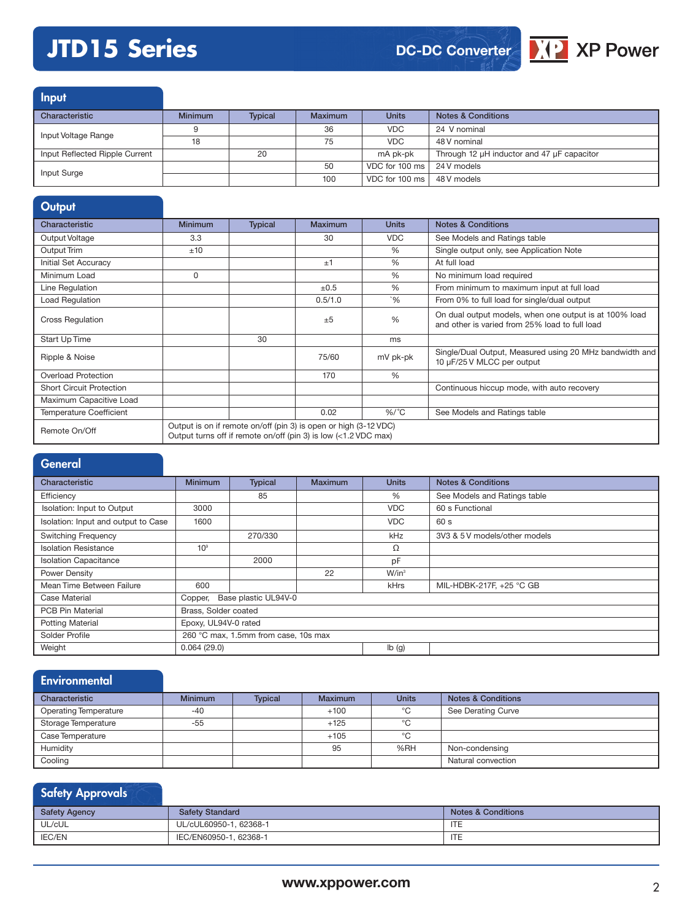# JTD15 Series

DC-DC Converter

XP Power

## Input

| Characteristic | Minimum | Typical | Maximum | Units | Notes & Conditions |
|---|---|---|---|---|---|
| Input Voltage Range | 9 | | 36 | VDC | 24 V nominal |
| | 18 | | 75 | VDC | 48 V nominal |
| Input Reflected Ripple Current | | 20 | | mA pk-pk | Through 12 µH inductor and 47 µF capacitor |
| Input Surge | | | 50 | VDC for 100 ms | 24 V models |
| | | | 100 | VDC for 100 ms | 48 V models |

## Output

| Characteristic | Minimum | Typical | Maximum | Units | Notes & Conditions |
|---|---|---|---|---|---|
| Output Voltage | 3.3 | | 30 | VDC | See Models and Ratings table |
| Output Trim | ±10 | | | % | Single output only, see Application Note |
| Initial Set Accuracy | | | ±1 | % | At full load |
| Minimum Load | 0 | | | % | No minimum load required |
| Line Regulation | | | ±0.5 | % | From minimum to maximum input at full load |
| Load Regulation | | | 0.5/1.0 | `% | From 0% to full load for single/dual output |
| Cross Regulation | | | ±5 | % | On dual output models, when one output is at 100% load and other is varied from 25% load to full load |
| Start Up Time | | 30 | | ms | |
| Ripple & Noise | | | 75/60 | mV pk-pk | Single/Dual Output, Measured using 20 MHz bandwidth and 10 µF/25 V MLCC per output |
| Overload Protection | | | 170 | % | |
| Short Circuit Protection | | | | | Continuous hiccup mode, with auto recovery |
| Maximum Capacitive Load | | | | | |
| Temperature Coefficient | | | 0.02 | %/˚C | See Models and Ratings table |
| Remote On/Off | Output is on if remote on/off (pin 3) is open or high (3-12 VDC)<br>Output turns off if remote on/off (pin 3) is low (<1.2 VDC max) | | | | |

## General

| Characteristic | Minimum | Typical | Maximum | Units | Notes & Conditions |
|---|---|---|---|---|---|
| Efficiency | | 85 | | % | See Models and Ratings table |
| Isolation: Input to Output | 3000 | | | VDC | 60 s Functional |
| Isolation: Input and output to Case | 1600 | | | VDC | 60 s |
| Switching Frequency | | 270/330 | | kHz | 3V3 & 5 V models/other models |
| Isolation Resistance | $10^9$ | | | Ω | |
| Isolation Capacitance | | 2000 | | pF | |
| Power Density | | | 22 | W/in³ | |
| Mean Time Between Failure | 600 | | | kHrs | MIL-HDBK-217F, +25 °C GB |
| Case Material | Copper, Base plastic UL94V-0 | | | | |
| PCB Pin Material | Brass, Solder coated | | | | |
| Potting Material | Epoxy, UL94V-0 rated | | | | |
| Solder Profile | 260 °C max, 1.5mm from case, 10s max | | | | |
| Weight | 0.064 (29.0) | | | lb (g) | |

## Environmental

| Characteristic | Minimum | Typical | Maximum | Units | Notes & Conditions |
|---|---|---|---|---|---|
| Operating Temperature | -40 | | +100 | °C | See Derating Curve |
| Storage Temperature | -55 | | +125 | °C | |
| Case Temperature | | | +105 | °C | |
| Humidity | | | 95 | %RH | Non-condensing |
| Cooling | | | | | Natural convection |

## Safety Approvals

| Safety Agency | Safety Standard | Notes & Conditions |
|---|---|---|
| UL/cUL | UL/cUL60950-1, 62368-1 | ITE |
| IEC/EN | IEC/EN60950-1, 62368-1 | ITE |

www.xppower.com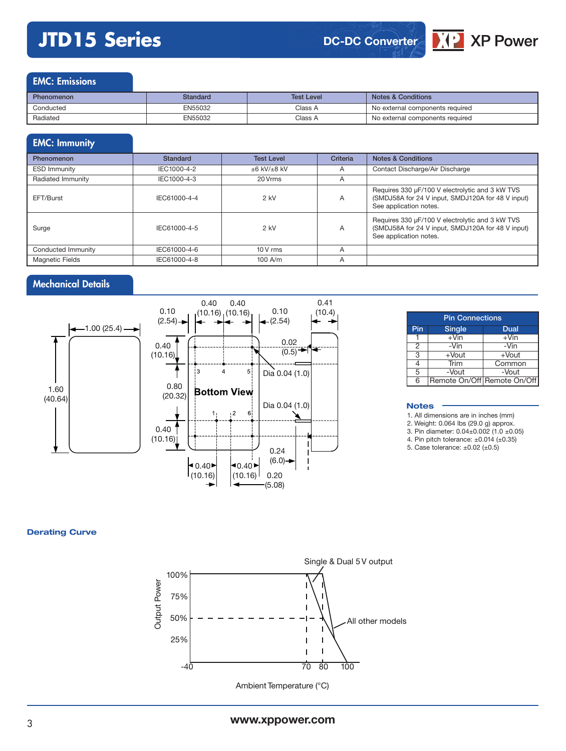## EMC: Emissions

| Phenomenon | Standard | Test Level | Notes & Conditions |
|---|---|---|---|
| Conducted | EN55032 | Class A | No external components required |
| Radiated | EN55032 | Class A | No external components required |

## EMC: Immunity

| Phenomenon | Standard | Test Level | Criteria | Notes & Conditions |
|---|---|---|---|---|
| ESD Immunity | IEC1000-4-2 | ±6 kV/±8 kV | A | Contact Discharge/Air Discharge |
| Radiated Immunity | IEC1000-4-3 | 20 Vrms | A | |
| EFT/Burst | IEC61000-4-4 | 2 kV | A | Requires 330 µF/100 V electrolytic and 3 kW TVS (SMDJ58A for 24 V input, SMDJ120A for 48 V input) See application notes. |
| Surge | IEC61000-4-5 | 2 kV | A | Requires 330 µF/100 V electrolytic and 3 kW TVS (SMDJ58A for 24 V input, SMDJ120A for 48 V input) See application notes. |
| Conducted Immunity | IEC61000-4-6 | 10 V rms | A | |
| Magnetic Fields | IEC61000-4-8 | 100 A/m | A | |

## Mechanical Details

1.00 (25.4)
1.60 (40.64)
0.10 (2.54) 0.40 (10.16) 0.40 (10.16) 0.10 (2.54) 0.41 (10.4)
0.40 (10.16) 0.80 (20.32) 0.40 (10.16)
0.02 (0.5)
Dia 0.04 (1.0)
Dia 0.04 (1.0)
Bottom View
0.24 (6.0)
0.40 (10.16) 0.40 (10.16) 0.20 (5.08)

| Pin Connections | | |
|---|---|---|
| Pin | Single | Dual |
| 1 | +Vin | +Vin |
| 2 | -Vin | -Vin |
| 3 | +Vout | +Vout |
| 4 | Trim | Common |
| 5 | -Vout | -Vout |
| 6 | Remote On/Off | Remote On/Off |

### Notes

1. All dimensions are in inches (mm)
2. Weight: 0.064 lbs (29.0 g) approx.
3. Pin diameter: 0.04±0.002 (1.0 ±0.05)
4. Pin pitch tolerance: ±0.014 (±0.35)
5. Case tolerance: ±0.02 (±0.5)

### Derating Curve

Single & Dual 5 V output
All other models
Output Power: 100%, 75%, 50%, 25%
Ambient Temperature (°C): -40, 70, 80, 100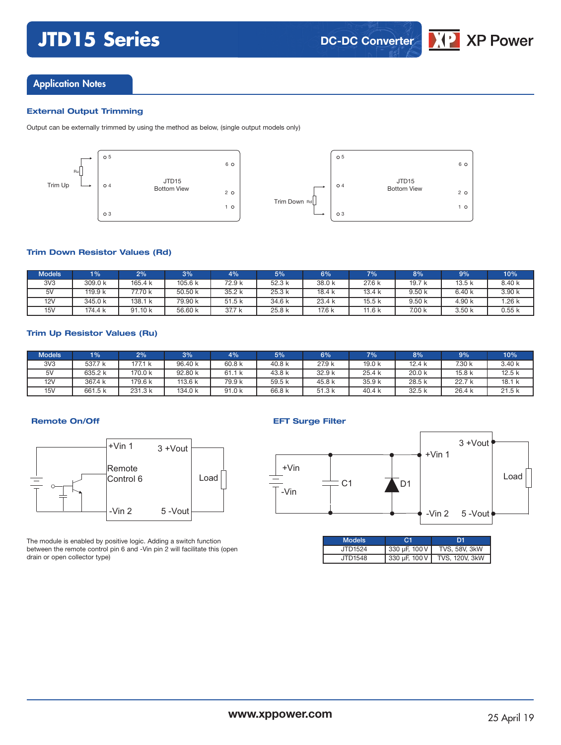## Application Notes

### External Output Trimming

Output can be externally trimmed by using the method as below, (single output models only)

Trim Up
Ru
5
4
3
6
2
1
JTD15
Bottom View

Trim Down
Rd
5
4
3
6
2
1
JTD15
Bottom View

### Trim Down Resistor Values (Rd)

| Models | 1% | 2% | 3% | 4% | 5% | 6% | 7% | 8% | 9% | 10% |
|---|---|---|---|---|---|---|---|---|---|---|
| 3V3 | 309.0 k | 165.4 k | 105.6 k | 72.9 k | 52.3 k | 38.0 k | 27.6 k | 19.7 k | 13.5 k | 8.40 k |
| 5V | 119.9 k | 77.70 k | 50.50 k | 35.2 k | 25.3 k | 18.4 k | 13.4 k | 9.50 k | 6.40 k | 3.90 k |
| 12V | 345.0 k | 138.1 k | 79.90 k | 51.5 k | 34.6 k | 23.4 k | 15.5 k | 9.50 k | 4.90 k | 1.26 k |
| 15V | 174.4 k | 91.10 k | 56.60 k | 37.7 k | 25.8 k | 17.6 k | 11.6 k | 7.00 k | 3.50 k | 0.55 k |

### Trim Up Resistor Values (Ru)

| Models | 1% | 2% | 3% | 4% | 5% | 6% | 7% | 8% | 9% | 10% |
|---|---|---|---|---|---|---|---|---|---|---|
| 3V3 | 537.7 k | 177.1 k | 96.40 k | 60.8 k | 40.8 k | 27.9 k | 19.0 k | 12.4 k | 7.30 k | 3.40 k |
| 5V | 635.2 k | 170.0 k | 92.80 k | 61.1 k | 43.8 k | 32.9 k | 25.4 k | 20.0 k | 15.8 k | 12.5 k |
| 12V | 367.4 k | 179.6 k | 113.6 k | 79.9 k | 59.5 k | 45.8 k | 35.9 k | 28.5 k | 22.7 k | 18.1 k |
| 15V | 661.5 k | 231.3 k | 134.0 k | 91.0 k | 66.8 k | 51.3 k | 40.4 k | 32.5 k | 26.4 k | 21.5 k |

### Remote On/Off

+Vin 1
3 +Vout
Remote Control 6
Load
-Vin 2
5 -Vout

The module is enabled by positive logic. Adding a switch function between the remote control pin 6 and -Vin pin 2 will facilitate this (open drain or open collector type)

### EFT Surge Filter

+Vin
-Vin
C1
D1
+Vin 1
3 +Vout
Load
-Vin 2
5 -Vout

| Models | C1 | D1 |
|---|---|---|
| JTD1524 | 330 µF, 100 V | TVS, 58V, 3kW |
| JTD1548 | 330 µF, 100 V | TVS, 120V, 3kW |